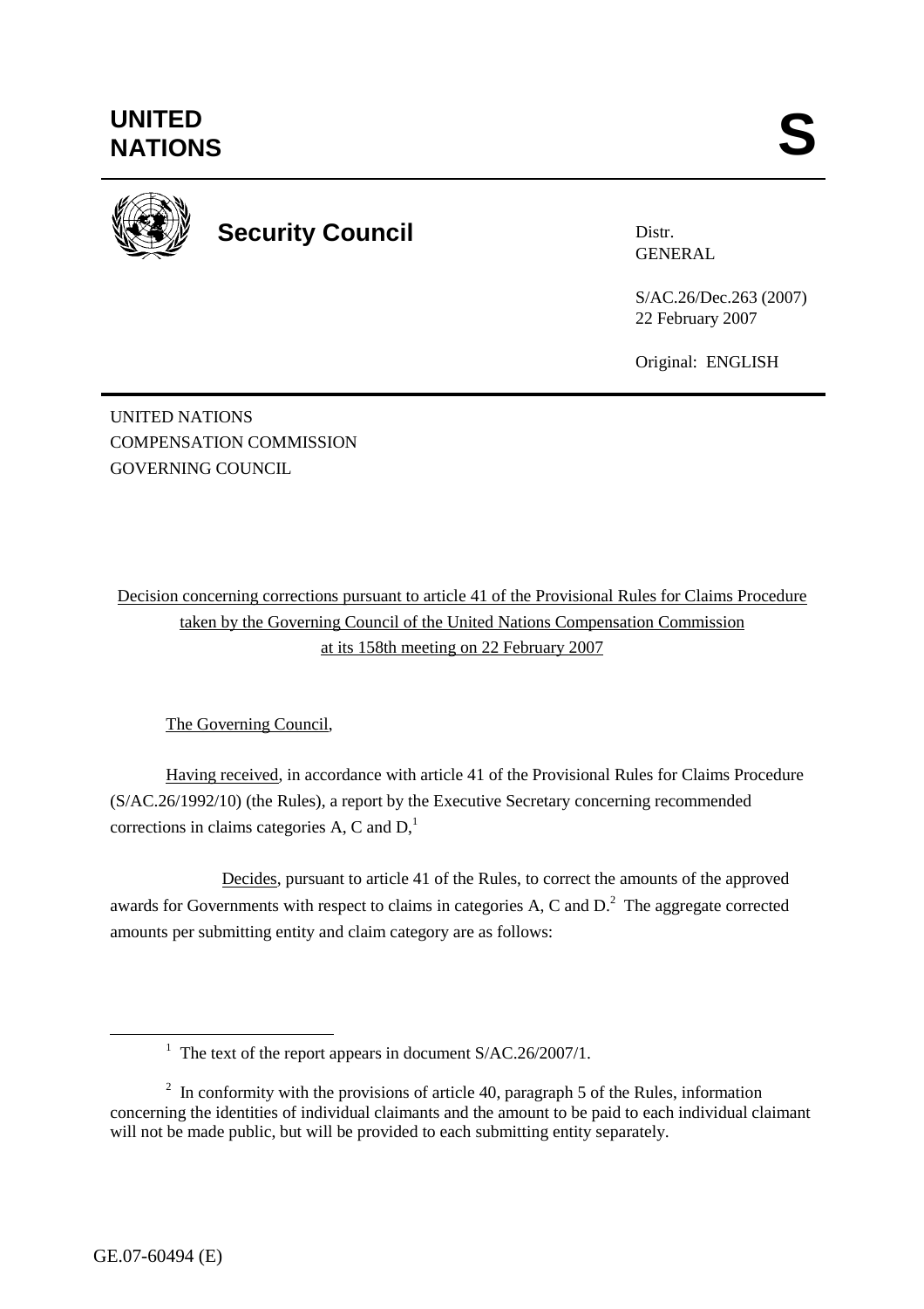# UNITED NATIONS

# S

**Security Council**

Distr.
GENERAL

S/AC.26/Dec.263 (2007)
22 February 2007

Original: ENGLISH

UNITED NATIONS
COMPENSATION COMMISSION
GOVERNING COUNCIL

Decision concerning corrections pursuant to article 41 of the Provisional Rules for Claims Procedure taken by the Governing Council of the United Nations Compensation Commission at its 158th meeting on 22 February 2007

The Governing Council,

Having received, in accordance with article 41 of the Provisional Rules for Claims Procedure (S/AC.26/1992/10) (the Rules), a report by the Executive Secretary concerning recommended corrections in claims categories A, C and D,[1]

Decides, pursuant to article 41 of the Rules, to correct the amounts of the approved awards for Governments with respect to claims in categories A, C and D.[2] The aggregate corrected amounts per submitting entity and claim category are as follows:

[1] The text of the report appears in document S/AC.26/2007/1.

[2] In conformity with the provisions of article 40, paragraph 5 of the Rules, information concerning the identities of individual claimants and the amount to be paid to each individual claimant will not be made public, but will be provided to each submitting entity separately.

GE.07-60494 (E)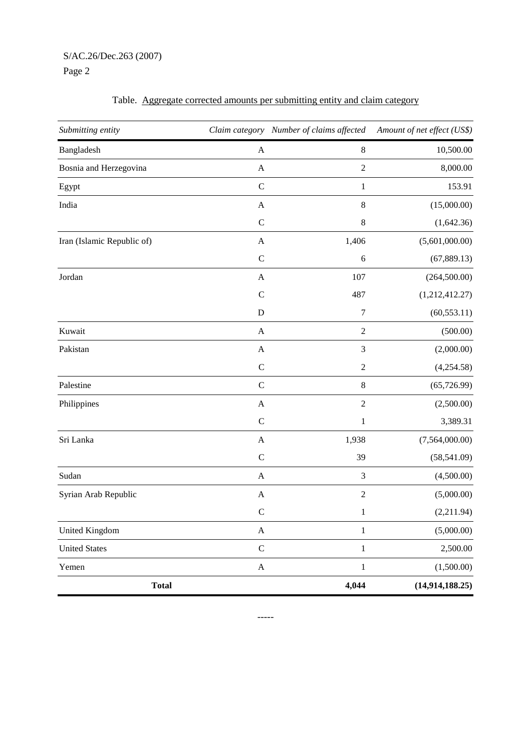Table. Aggregate corrected amounts per submitting entity and claim category

| *Submitting entity* | *Claim category* | *Number of claims affected* | *Amount of net effect (US$)* |
|---|---|---|---|
| Bangladesh | A | 8 | 10,500.00 |
| Bosnia and Herzegovina | A | 2 | 8,000.00 |
| Egypt | C | 1 | 153.91 |
| India | A | 8 | (15,000.00) |
| | C | 8 | (1,642.36) |
| Iran (Islamic Republic of) | A | 1,406 | (5,601,000.00) |
| | C | 6 | (67,889.13) |
| Jordan | A | 107 | (264,500.00) |
| | C | 487 | (1,212,412.27) |
| | D | 7 | (60,553.11) |
| Kuwait | A | 2 | (500.00) |
| Pakistan | A | 3 | (2,000.00) |
| | C | 2 | (4,254.58) |
| Palestine | C | 8 | (65,726.99) |
| Philippines | A | 2 | (2,500.00) |
| | C | 1 | 3,389.31 |
| Sri Lanka | A | 1,938 | (7,564,000.00) |
| | C | 39 | (58,541.09) |
| Sudan | A | 3 | (4,500.00) |
| Syrian Arab Republic | A | 2 | (5,000.00) |
| | C | 1 | (2,211.94) |
| United Kingdom | A | 1 | (5,000.00) |
| United States | C | 1 | 2,500.00 |
| Yemen | A | 1 | (1,500.00) |
| **Total** | | **4,044** | **(14,914,188.25)** |

-----